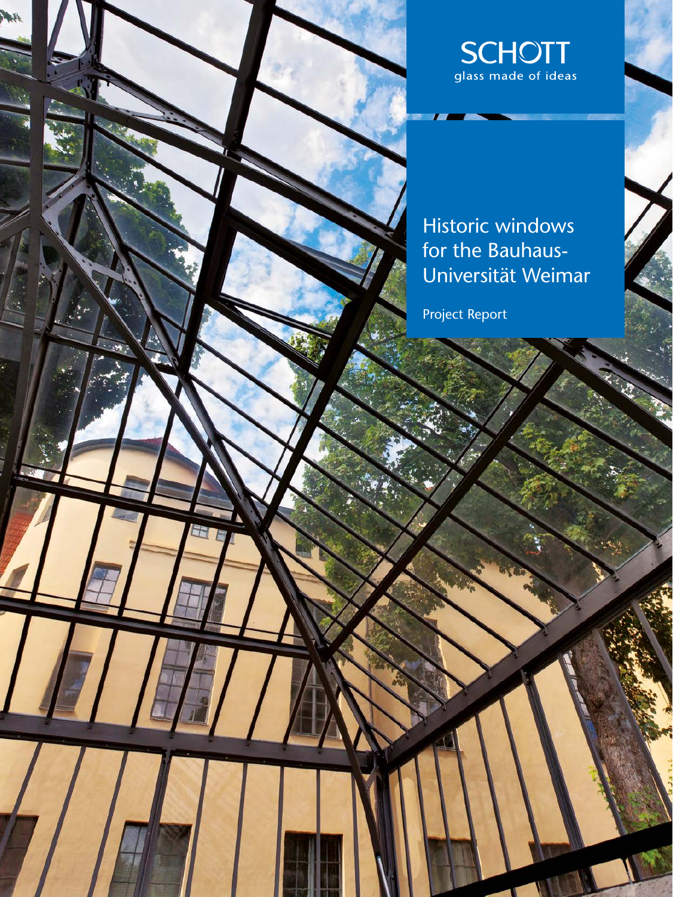SCHOTT
glass made of ideas

# Historic windows for the Bauhaus-Universität Weimar

Project Report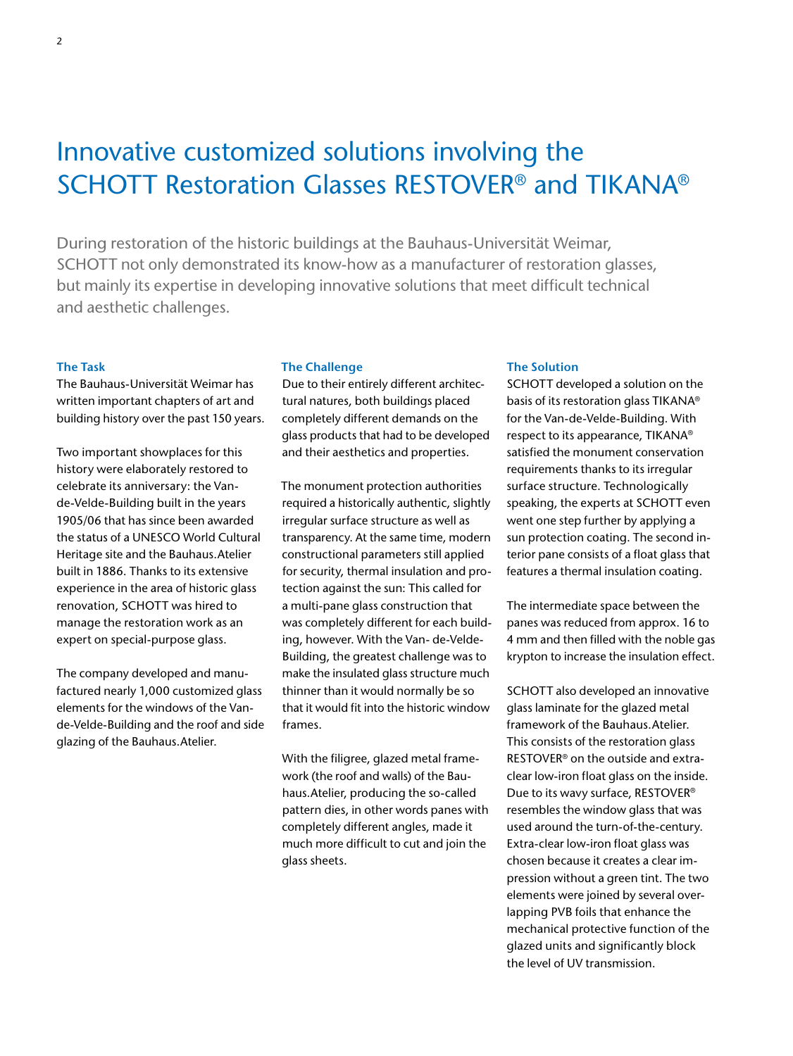# Innovative customized solutions involving the SCHOTT Restoration Glasses RESTOVER® and TIKANA®

During restoration of the historic buildings at the Bauhaus-Universität Weimar, SCHOTT not only demonstrated its know-how as a manufacturer of restoration glasses, but mainly its expertise in developing innovative solutions that meet difficult technical and aesthetic challenges.

### The Task

The Bauhaus-Universität Weimar has written important chapters of art and building history over the past 150 years.

Two important showplaces for this history were elaborately restored to celebrate its anniversary: the Van-de-Velde-Building built in the years 1905/06 that has since been awarded the status of a UNESCO World Cultural Heritage site and the Bauhaus.Atelier built in 1886. Thanks to its extensive experience in the area of historic glass renovation, SCHOTT was hired to manage the restoration work as an expert on special-purpose glass.

The company developed and manufactured nearly 1,000 customized glass elements for the windows of the Van-de-Velde-Building and the roof and side glazing of the Bauhaus.Atelier.

### The Challenge

Due to their entirely different architectural natures, both buildings placed completely different demands on the glass products that had to be developed and their aesthetics and properties.

The monument protection authorities required a historically authentic, slightly irregular surface structure as well as transparency. At the same time, modern constructional parameters still applied for security, thermal insulation and protection against the sun: This called for a multi-pane glass construction that was completely different for each building, however. With the Van- de-Velde-Building, the greatest challenge was to make the insulated glass structure much thinner than it would normally be so that it would fit into the historic window frames.

With the filigree, glazed metal framework (the roof and walls) of the Bauhaus.Atelier, producing the so-called pattern dies, in other words panes with completely different angles, made it much more difficult to cut and join the glass sheets.

### The Solution

SCHOTT developed a solution on the basis of its restoration glass TIKANA® for the Van-de-Velde-Building. With respect to its appearance, TIKANA® satisfied the monument conservation requirements thanks to its irregular surface structure. Technologically speaking, the experts at SCHOTT even went one step further by applying a sun protection coating. The second interior pane consists of a float glass that features a thermal insulation coating.

The intermediate space between the panes was reduced from approx. 16 to 4 mm and then filled with the noble gas krypton to increase the insulation effect.

SCHOTT also developed an innovative glass laminate for the glazed metal framework of the Bauhaus.Atelier. This consists of the restoration glass RESTOVER® on the outside and extra-clear low-iron float glass on the inside. Due to its wavy surface, RESTOVER® resembles the window glass that was used around the turn-of-the-century. Extra-clear low-iron float glass was chosen because it creates a clear impression without a green tint. The two elements were joined by several overlapping PVB foils that enhance the mechanical protective function of the glazed units and significantly block the level of UV transmission.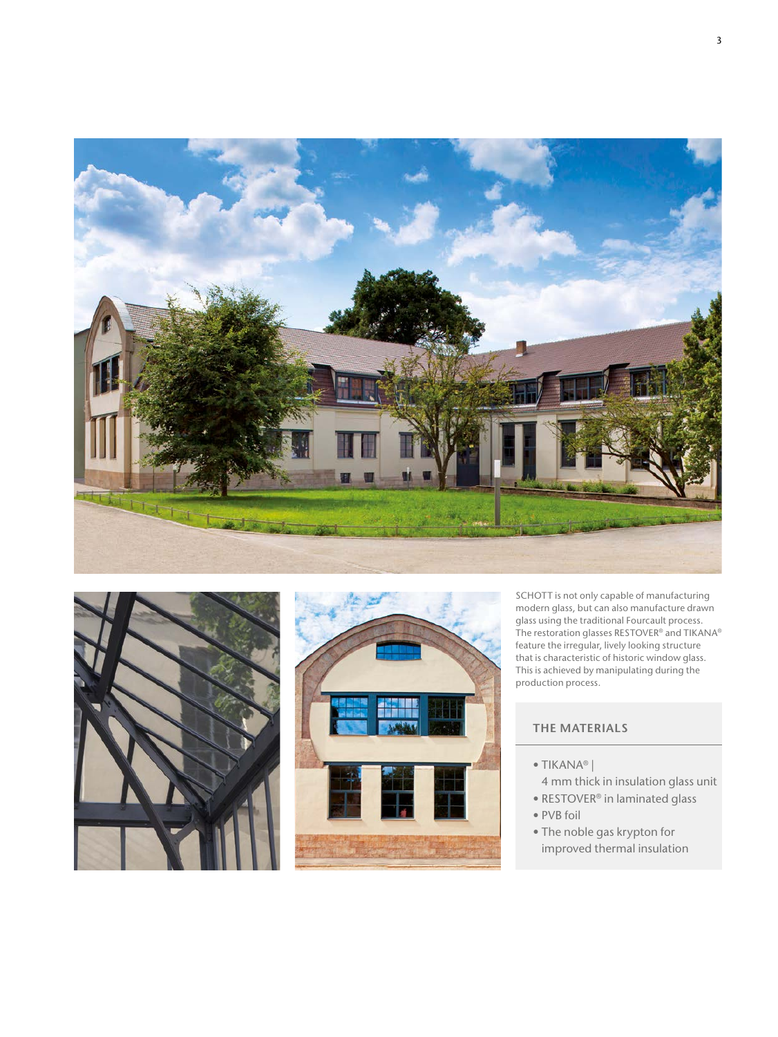SCHOTT is not only capable of manufacturing modern glass, but can also manufacture drawn glass using the traditional Fourcault process. The restoration glasses RESTOVER® and TIKANA® feature the irregular, lively looking structure that is characteristic of historic window glass. This is achieved by manipulating during the production process.

## THE MATERIALS

- TIKANA® | 4 mm thick in insulation glass unit
- RESTOVER® in laminated glass
- PVB foil
- The noble gas krypton for improved thermal insulation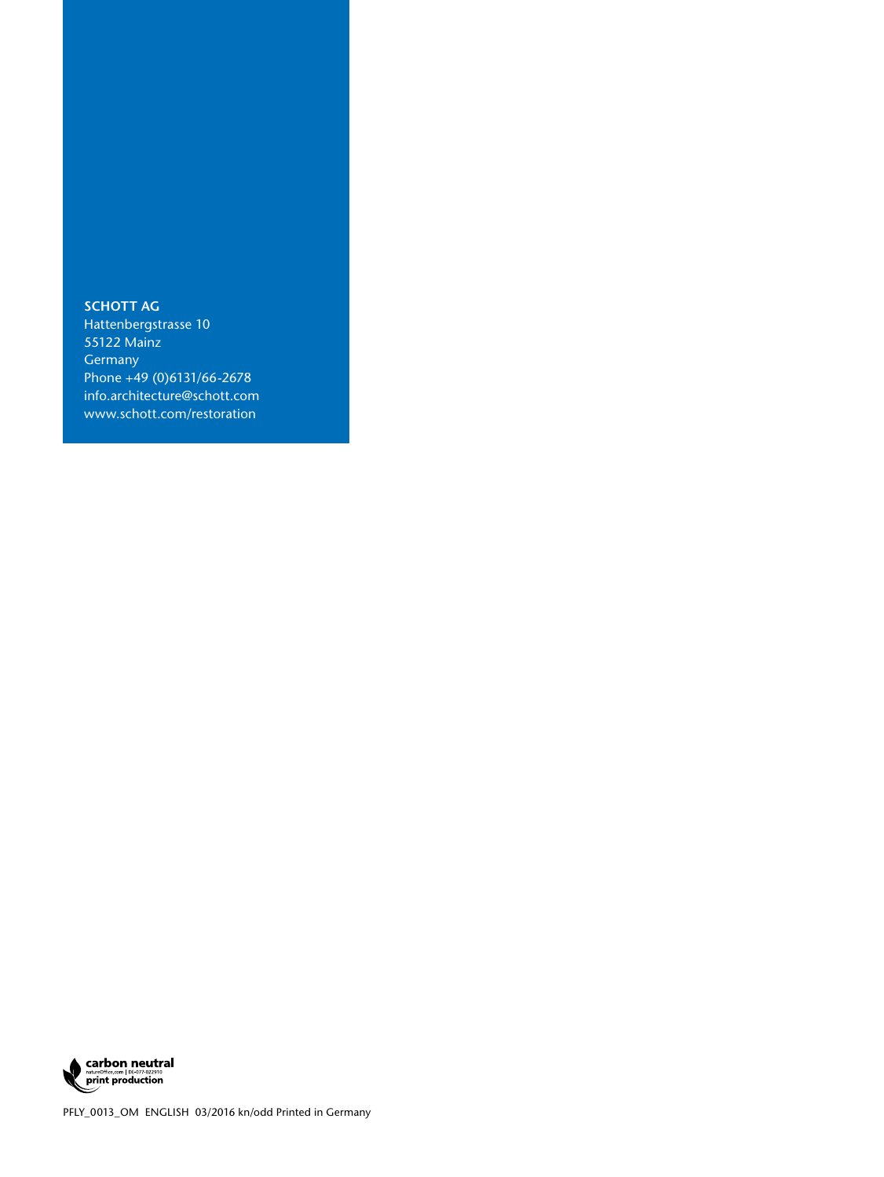**SCHOTT AG**
Hattenbergstrasse 10
55122 Mainz
Germany
Phone +49 (0)6131/66-2678
info.architecture@schott.com
www.schott.com/restoration

carbon neutral
natureOffice.com | DE-077-022910
print production

PFLY_0013_OM ENGLISH 03/2016 kn/odd Printed in Germany